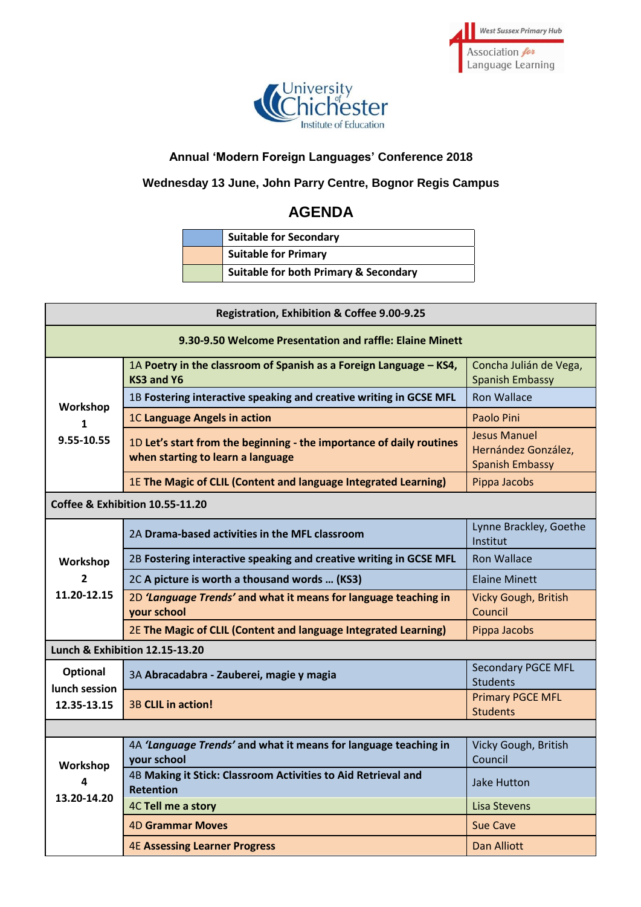West Sussex Primary Hub
Association for Language Learning

University of Chichester
Institute of Education

### Annual 'Modern Foreign Languages' Conference 2018

### Wednesday 13 June, John Parry Centre, Bognor Regis Campus

## AGENDA

| | |
|---|---|
| (blue) | **Suitable for Secondary** |
| (orange) | **Suitable for Primary** |
| (green) | **Suitable for both Primary & Secondary** |

| | | |
|---|---|---|
| **Registration, Exhibition & Coffee 9.00-9.25** | | |
| **9.30-9.50 Welcome Presentation and raffle: Elaine Minett** | | |
| **Workshop 1 9.55-10.55** | 1A **Poetry in the classroom of Spanish as a Foreign Language – KS4, KS3 and Y6** | Concha Julián de Vega, Spanish Embassy |
| | 1B **Fostering interactive speaking and creative writing in GCSE MFL** | Ron Wallace |
| | 1C **Language Angels in action** | Paolo Pini |
| | 1D **Let's start from the beginning - the importance of daily routines when starting to learn a language** | Jesus Manuel Hernández González, Spanish Embassy |
| | 1E **The Magic of CLIL (Content and language Integrated Learning)** | Pippa Jacobs |
| **Coffee & Exhibition 10.55-11.20** | | |
| **Workshop 2 11.20-12.15** | 2A **Drama-based activities in the MFL classroom** | Lynne Brackley, Goethe Institut |
| | 2B **Fostering interactive speaking and creative writing in GCSE MFL** | Ron Wallace |
| | 2C **A picture is worth a thousand words … (KS3)** | Elaine Minett |
| | 2D ***'Language Trends'* and what it means for language teaching in your school** | Vicky Gough, British Council |
| | 2E **The Magic of CLIL (Content and language Integrated Learning)** | Pippa Jacobs |
| **Lunch & Exhibition 12.15-13.20** | | |
| **Optional lunch session 12.35-13.15** | 3A **Abracadabra - Zauberei, magie y magia** | Secondary PGCE MFL Students |
| | 3B **CLIL in action!** | Primary PGCE MFL Students |
| | | |
| **Workshop 4 13.20-14.20** | 4A ***'Language Trends'* and what it means for language teaching in your school** | Vicky Gough, British Council |
| | 4B **Making it Stick: Classroom Activities to Aid Retrieval and Retention** | Jake Hutton |
| | 4C **Tell me a story** | Lisa Stevens |
| | 4D **Grammar Moves** | Sue Cave |
| | 4E **Assessing Learner Progress** | Dan Alliott |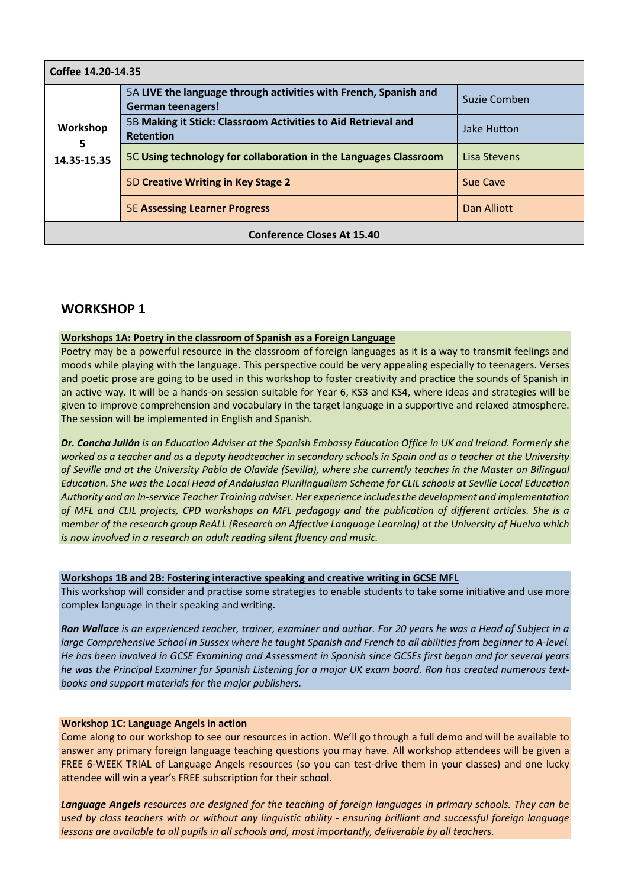| Coffee 14.20-14.35 | | |
|---|---|---|
| **Workshop 5 14.35-15.35** | 5A **LIVE the language through activities with French, Spanish and German teenagers!** | Suzie Comben |
| | 5B **Making it Stick: Classroom Activities to Aid Retrieval and Retention** | Jake Hutton |
| | 5C **Using technology for collaboration in the Languages Classroom** | Lisa Stevens |
| | 5D **Creative Writing in Key Stage 2** | Sue Cave |
| | 5E **Assessing Learner Progress** | Dan Alliott |
| **Conference Closes At 15.40** | | |

## WORKSHOP 1

**Workshops 1A: Poetry in the classroom of Spanish as a Foreign Language**

Poetry may be a powerful resource in the classroom of foreign languages as it is a way to transmit feelings and moods while playing with the language. This perspective could be very appealing especially to teenagers. Verses and poetic prose are going to be used in this workshop to foster creativity and practice the sounds of Spanish in an active way. It will be a hands-on session suitable for Year 6, KS3 and KS4, where ideas and strategies will be given to improve comprehension and vocabulary in the target language in a supportive and relaxed atmosphere. The session will be implemented in English and Spanish.

***Dr. Concha Julián** is an Education Adviser at the Spanish Embassy Education Office in UK and Ireland. Formerly she worked as a teacher and as a deputy headteacher in secondary schools in Spain and as a teacher at the University of Seville and at the University Pablo de Olavide (Sevilla), where she currently teaches in the Master on Bilingual Education. She was the Local Head of Andalusian Plurilingualism Scheme for CLIL schools at Seville Local Education Authority and an In-service Teacher Training adviser. Her experience includes the development and implementation of MFL and CLIL projects, CPD workshops on MFL pedagogy and the publication of different articles. She is a member of the research group ReALL (Research on Affective Language Learning) at the University of Huelva which is now involved in a research on adult reading silent fluency and music.*

**Workshops 1B and 2B: Fostering interactive speaking and creative writing in GCSE MFL**

This workshop will consider and practise some strategies to enable students to take some initiative and use more complex language in their speaking and writing.

***Ron Wallace** is an experienced teacher, trainer, examiner and author. For 20 years he was a Head of Subject in a large Comprehensive School in Sussex where he taught Spanish and French to all abilities from beginner to A-level. He has been involved in GCSE Examining and Assessment in Spanish since GCSEs first began and for several years he was the Principal Examiner for Spanish Listening for a major UK exam board. Ron has created numerous text-books and support materials for the major publishers.*

**Workshop 1C: Language Angels in action**

Come along to our workshop to see our resources in action. We'll go through a full demo and will be available to answer any primary foreign language teaching questions you may have. All workshop attendees will be given a FREE 6-WEEK TRIAL of Language Angels resources (so you can test-drive them in your classes) and one lucky attendee will win a year's FREE subscription for their school.

***Language Angels** resources are designed for the teaching of foreign languages in primary schools. They can be used by class teachers with or without any linguistic ability - ensuring brilliant and successful foreign language lessons are available to all pupils in all schools and, most importantly, deliverable by all teachers.*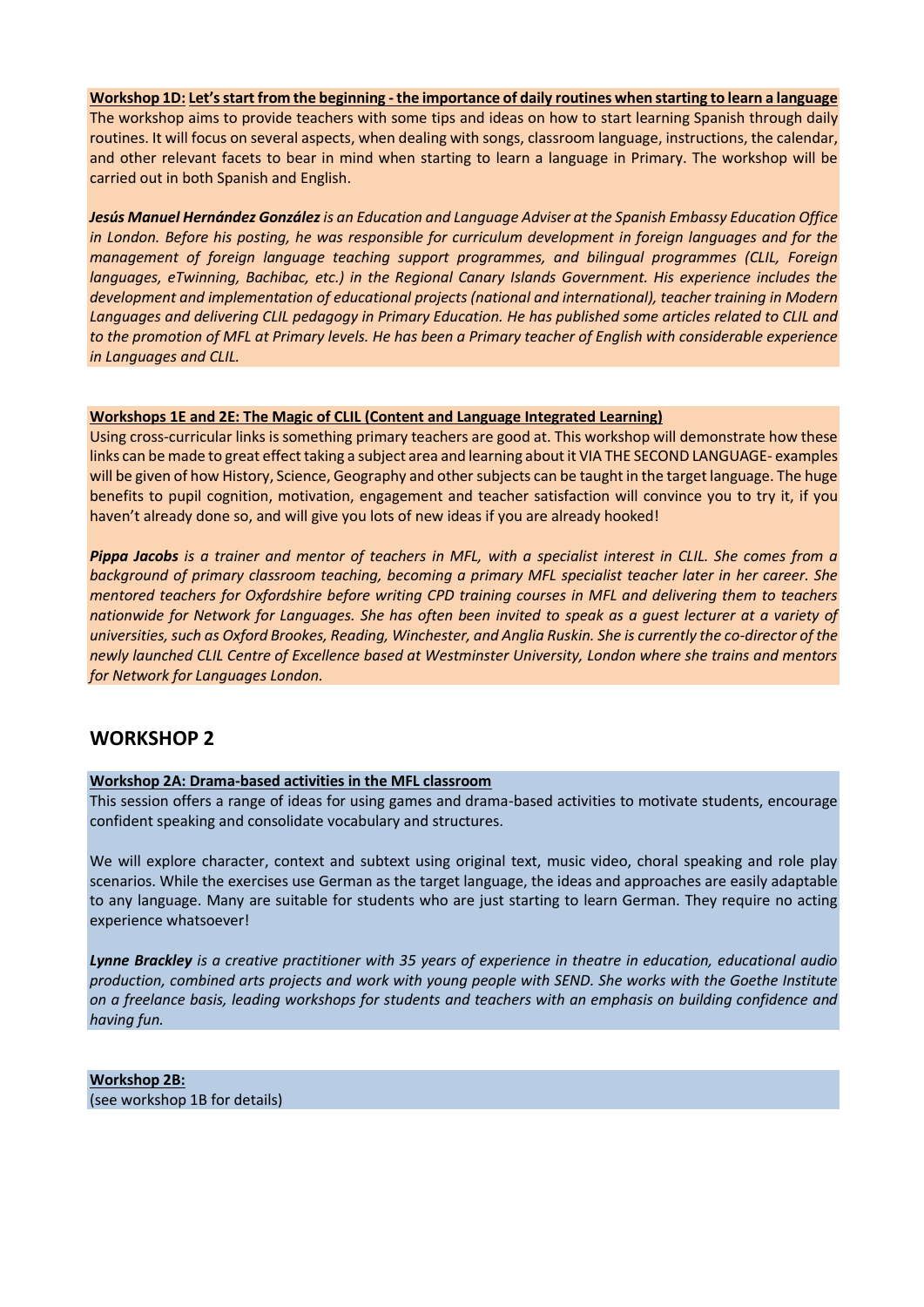**Workshop 1D:** **Let's start from the beginning - the importance of daily routines when starting to learn a language**

The workshop aims to provide teachers with some tips and ideas on how to start learning Spanish through daily routines. It will focus on several aspects, when dealing with songs, classroom language, instructions, the calendar, and other relevant facets to bear in mind when starting to learn a language in Primary. The workshop will be carried out in both Spanish and English.

***Jesús Manuel Hernández González*** *is an Education and Language Adviser at the Spanish Embassy Education Office in London. Before his posting, he was responsible for curriculum development in foreign languages and for the management of foreign language teaching support programmes, and bilingual programmes (CLIL, Foreign languages, eTwinning, Bachibac, etc.) in the Regional Canary Islands Government. His experience includes the development and implementation of educational projects (national and international), teacher training in Modern Languages and delivering CLIL pedagogy in Primary Education. He has published some articles related to CLIL and to the promotion of MFL at Primary levels. He has been a Primary teacher of English with considerable experience in Languages and CLIL.*

**Workshops 1E and 2E: The Magic of CLIL (Content and Language Integrated Learning)**

Using cross-curricular links is something primary teachers are good at. This workshop will demonstrate how these links can be made to great effect taking a subject area and learning about it VIA THE SECOND LANGUAGE- examples will be given of how History, Science, Geography and other subjects can be taught in the target language. The huge benefits to pupil cognition, motivation, engagement and teacher satisfaction will convince you to try it, if you haven't already done so, and will give you lots of new ideas if you are already hooked!

***Pippa Jacobs*** *is a trainer and mentor of teachers in MFL, with a specialist interest in CLIL. She comes from a background of primary classroom teaching, becoming a primary MFL specialist teacher later in her career. She mentored teachers for Oxfordshire before writing CPD training courses in MFL and delivering them to teachers nationwide for Network for Languages. She has often been invited to speak as a guest lecturer at a variety of universities, such as Oxford Brookes, Reading, Winchester, and Anglia Ruskin. She is currently the co-director of the newly launched CLIL Centre of Excellence based at Westminster University, London where she trains and mentors for Network for Languages London.*

## WORKSHOP 2

**Workshop 2A: Drama-based activities in the MFL classroom**

This session offers a range of ideas for using games and drama-based activities to motivate students, encourage confident speaking and consolidate vocabulary and structures.

We will explore character, context and subtext using original text, music video, choral speaking and role play scenarios. While the exercises use German as the target language, the ideas and approaches are easily adaptable to any language. Many are suitable for students who are just starting to learn German. They require no acting experience whatsoever!

***Lynne Brackley*** *is a creative practitioner with 35 years of experience in theatre in education, educational audio production, combined arts projects and work with young people with SEND. She works with the Goethe Institute on a freelance basis, leading workshops for students and teachers with an emphasis on building confidence and having fun.*

**Workshop 2B:**

(see workshop 1B for details)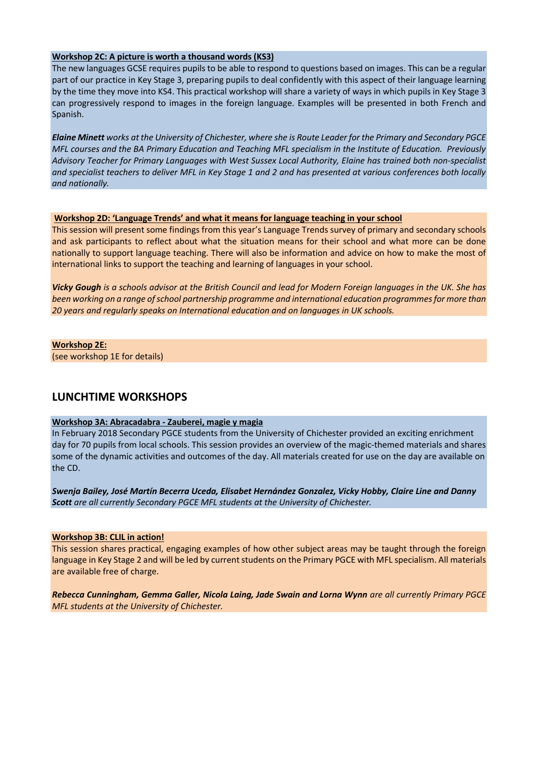**Workshop 2C: A picture is worth a thousand words (KS3)**

The new languages GCSE requires pupils to be able to respond to questions based on images. This can be a regular part of our practice in Key Stage 3, preparing pupils to deal confidently with this aspect of their language learning by the time they move into KS4. This practical workshop will share a variety of ways in which pupils in Key Stage 3 can progressively respond to images in the foreign language. Examples will be presented in both French and Spanish.

***Elaine Minett** works at the University of Chichester, where she is Route Leader for the Primary and Secondary PGCE MFL courses and the BA Primary Education and Teaching MFL specialism in the Institute of Education. Previously Advisory Teacher for Primary Languages with West Sussex Local Authority, Elaine has trained both non-specialist and specialist teachers to deliver MFL in Key Stage 1 and 2 and has presented at various conferences both locally and nationally.*

**Workshop 2D: 'Language Trends' and what it means for language teaching in your school**

This session will present some findings from this year's Language Trends survey of primary and secondary schools and ask participants to reflect about what the situation means for their school and what more can be done nationally to support language teaching. There will also be information and advice on how to make the most of international links to support the teaching and learning of languages in your school.

***Vicky Gough** is a schools advisor at the British Council and lead for Modern Foreign languages in the UK. She has been working on a range of school partnership programme and international education programmes for more than 20 years and regularly speaks on International education and on languages in UK schools.*

**Workshop 2E:**

(see workshop 1E for details)

## LUNCHTIME WORKSHOPS

**Workshop 3A: Abracadabra - Zauberei, magie y magia**

In February 2018 Secondary PGCE students from the University of Chichester provided an exciting enrichment day for 70 pupils from local schools. This session provides an overview of the magic-themed materials and shares some of the dynamic activities and outcomes of the day. All materials created for use on the day are available on the CD.

***Swenja Bailey, José Martín Becerra Uceda, Elisabet Hernández Gonzalez, Vicky Hobby, Claire Line and Danny Scott** are all currently Secondary PGCE MFL students at the University of Chichester.*

**Workshop 3B: CLIL in action!**

This session shares practical, engaging examples of how other subject areas may be taught through the foreign language in Key Stage 2 and will be led by current students on the Primary PGCE with MFL specialism. All materials are available free of charge.

***Rebecca Cunningham, Gemma Galler, Nicola Laing, Jade Swain and Lorna Wynn** are all currently Primary PGCE MFL students at the University of Chichester.*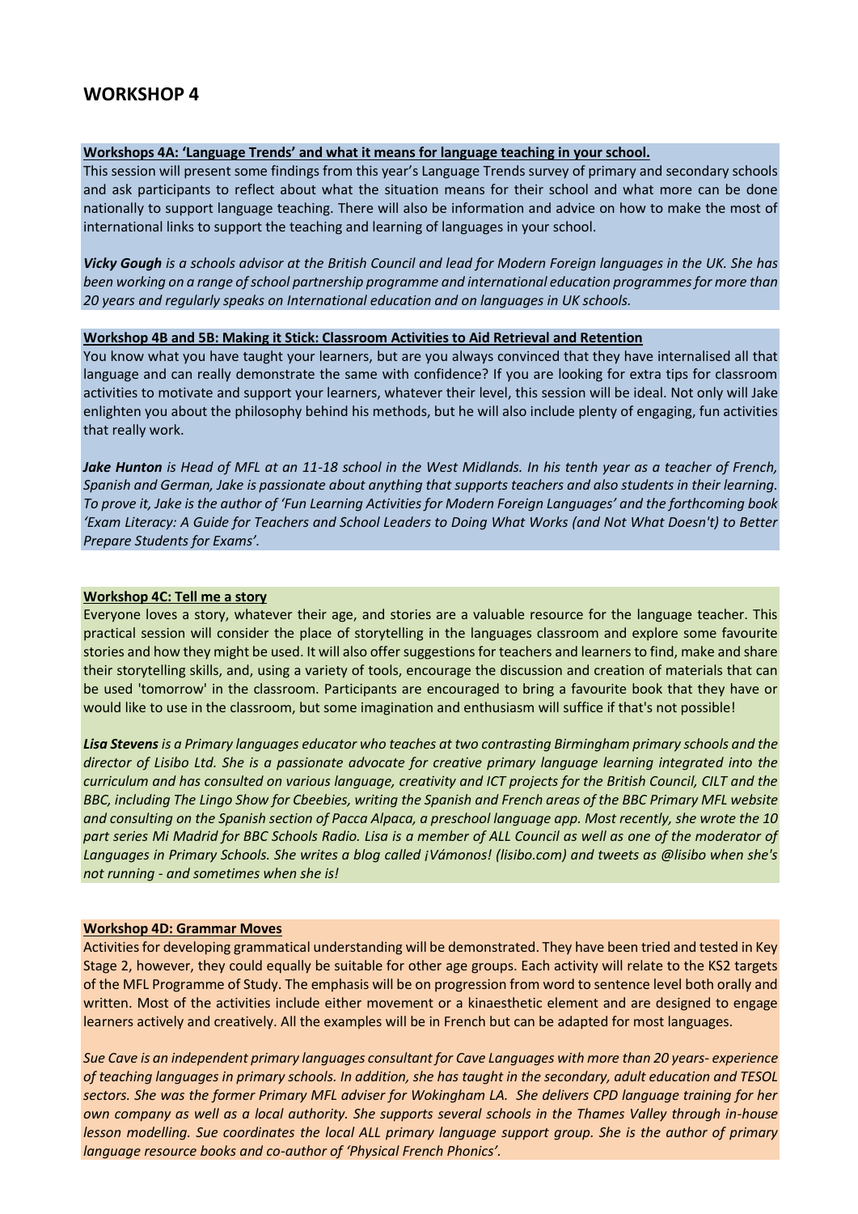## WORKSHOP 4

**Workshops 4A: 'Language Trends' and what it means for language teaching in your school.**

This session will present some findings from this year's Language Trends survey of primary and secondary schools and ask participants to reflect about what the situation means for their school and what more can be done nationally to support language teaching. There will also be information and advice on how to make the most of international links to support the teaching and learning of languages in your school.

***Vicky Gough** is a schools advisor at the British Council and lead for Modern Foreign languages in the UK. She has been working on a range of school partnership programme and international education programmes for more than 20 years and regularly speaks on International education and on languages in UK schools.*

**Workshop 4B and 5B: Making it Stick: Classroom Activities to Aid Retrieval and Retention**

You know what you have taught your learners, but are you always convinced that they have internalised all that language and can really demonstrate the same with confidence? If you are looking for extra tips for classroom activities to motivate and support your learners, whatever their level, this session will be ideal. Not only will Jake enlighten you about the philosophy behind his methods, but he will also include plenty of engaging, fun activities that really work.

***Jake Hunton** is Head of MFL at an 11-18 school in the West Midlands. In his tenth year as a teacher of French, Spanish and German, Jake is passionate about anything that supports teachers and also students in their learning. To prove it, Jake is the author of 'Fun Learning Activities for Modern Foreign Languages' and the forthcoming book 'Exam Literacy: A Guide for Teachers and School Leaders to Doing What Works (and Not What Doesn't) to Better Prepare Students for Exams'.*

**Workshop 4C: Tell me a story**

Everyone loves a story, whatever their age, and stories are a valuable resource for the language teacher. This practical session will consider the place of storytelling in the languages classroom and explore some favourite stories and how they might be used. It will also offer suggestions for teachers and learners to find, make and share their storytelling skills, and, using a variety of tools, encourage the discussion and creation of materials that can be used 'tomorrow' in the classroom. Participants are encouraged to bring a favourite book that they have or would like to use in the classroom, but some imagination and enthusiasm will suffice if that's not possible!

***Lisa Stevens** is a Primary languages educator who teaches at two contrasting Birmingham primary schools and the director of Lisibo Ltd. She is a passionate advocate for creative primary language learning integrated into the curriculum and has consulted on various language, creativity and ICT projects for the British Council, CILT and the BBC, including The Lingo Show for Cbeebies, writing the Spanish and French areas of the BBC Primary MFL website and consulting on the Spanish section of Pacca Alpaca, a preschool language app. Most recently, she wrote the 10 part series Mi Madrid for BBC Schools Radio. Lisa is a member of ALL Council as well as one of the moderator of Languages in Primary Schools. She writes a blog called ¡Vámonos! (lisibo.com) and tweets as @lisibo when she's not running - and sometimes when she is!*

**Workshop 4D: Grammar Moves**

Activities for developing grammatical understanding will be demonstrated. They have been tried and tested in Key Stage 2, however, they could equally be suitable for other age groups. Each activity will relate to the KS2 targets of the MFL Programme of Study. The emphasis will be on progression from word to sentence level both orally and written. Most of the activities include either movement or a kinaesthetic element and are designed to engage learners actively and creatively. All the examples will be in French but can be adapted for most languages.

*Sue Cave is an independent primary languages consultant for Cave Languages with more than 20 years- experience of teaching languages in primary schools. In addition, she has taught in the secondary, adult education and TESOL sectors. She was the former Primary MFL adviser for Wokingham LA. She delivers CPD language training for her own company as well as a local authority. She supports several schools in the Thames Valley through in-house lesson modelling. Sue coordinates the local ALL primary language support group. She is the author of primary language resource books and co-author of 'Physical French Phonics'.*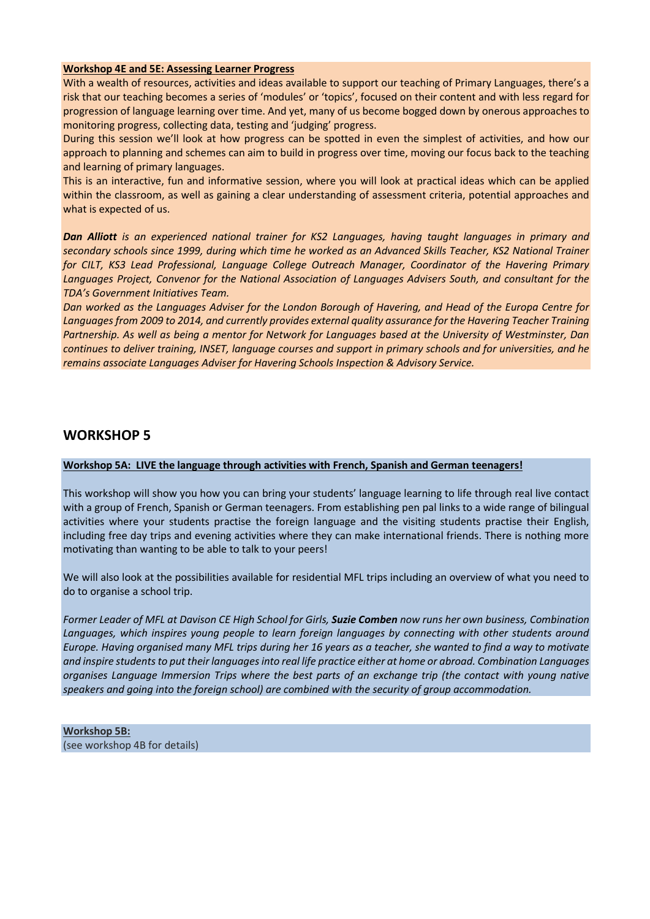**Workshop 4E and 5E: Assessing Learner Progress**

With a wealth of resources, activities and ideas available to support our teaching of Primary Languages, there's a risk that our teaching becomes a series of 'modules' or 'topics', focused on their content and with less regard for progression of language learning over time. And yet, many of us become bogged down by onerous approaches to monitoring progress, collecting data, testing and 'judging' progress.

During this session we'll look at how progress can be spotted in even the simplest of activities, and how our approach to planning and schemes can aim to build in progress over time, moving our focus back to the teaching and learning of primary languages.

This is an interactive, fun and informative session, where you will look at practical ideas which can be applied within the classroom, as well as gaining a clear understanding of assessment criteria, potential approaches and what is expected of us.

***Dan Alliott** is an experienced national trainer for KS2 Languages, having taught languages in primary and secondary schools since 1999, during which time he worked as an Advanced Skills Teacher, KS2 National Trainer for CILT, KS3 Lead Professional, Language College Outreach Manager, Coordinator of the Havering Primary Languages Project, Convenor for the National Association of Languages Advisers South, and consultant for the TDA's Government Initiatives Team.*

*Dan worked as the Languages Adviser for the London Borough of Havering, and Head of the Europa Centre for Languages from 2009 to 2014, and currently provides external quality assurance for the Havering Teacher Training Partnership. As well as being a mentor for Network for Languages based at the University of Westminster, Dan continues to deliver training, INSET, language courses and support in primary schools and for universities, and he remains associate Languages Adviser for Havering Schools Inspection & Advisory Service.*

## WORKSHOP 5

**Workshop 5A: LIVE the language through activities with French, Spanish and German teenagers!**

This workshop will show you how you can bring your students' language learning to life through real live contact with a group of French, Spanish or German teenagers. From establishing pen pal links to a wide range of bilingual activities where your students practise the foreign language and the visiting students practise their English, including free day trips and evening activities where they can make international friends. There is nothing more motivating than wanting to be able to talk to your peers!

We will also look at the possibilities available for residential MFL trips including an overview of what you need to do to organise a school trip.

*Former Leader of MFL at Davison CE High School for Girls, **Suzie Comben** now runs her own business, Combination Languages, which inspires young people to learn foreign languages by connecting with other students around Europe. Having organised many MFL trips during her 16 years as a teacher, she wanted to find a way to motivate and inspire students to put their languages into real life practice either at home or abroad. Combination Languages organises Language Immersion Trips where the best parts of an exchange trip (the contact with young native speakers and going into the foreign school) are combined with the security of group accommodation.*

**Workshop 5B:**

(see workshop 4B for details)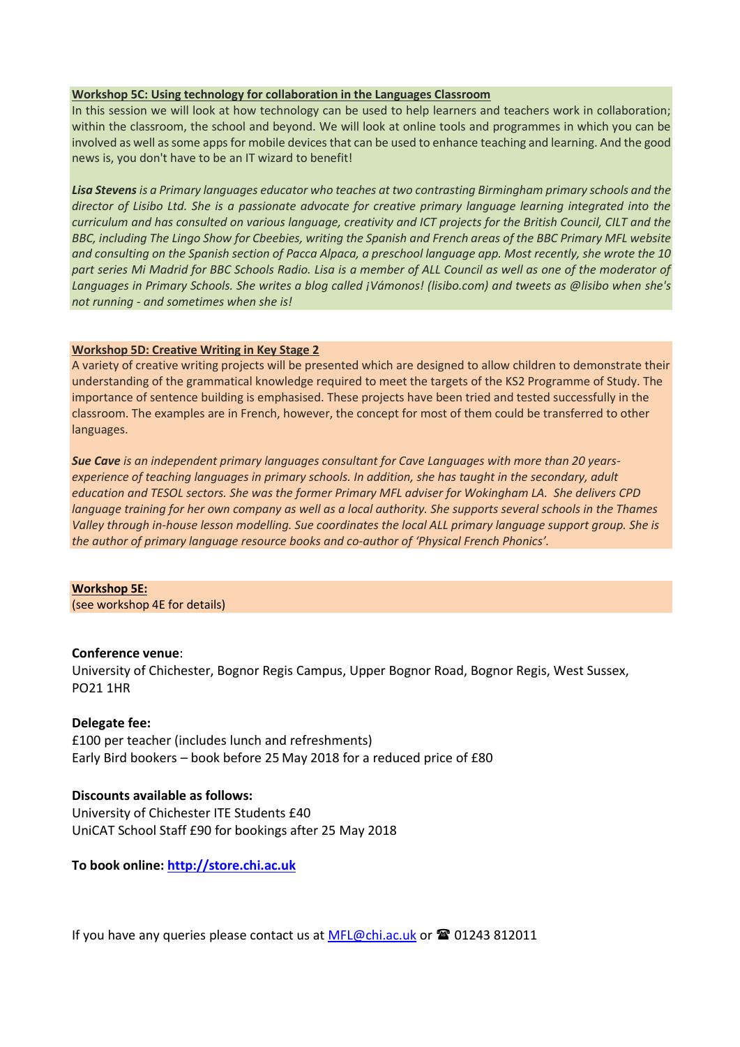**Workshop 5C: Using technology for collaboration in the Languages Classroom**

In this session we will look at how technology can be used to help learners and teachers work in collaboration; within the classroom, the school and beyond. We will look at online tools and programmes in which you can be involved as well as some apps for mobile devices that can be used to enhance teaching and learning. And the good news is, you don't have to be an IT wizard to benefit!

***Lisa Stevens*** *is a Primary languages educator who teaches at two contrasting Birmingham primary schools and the director of Lisibo Ltd. She is a passionate advocate for creative primary language learning integrated into the curriculum and has consulted on various language, creativity and ICT projects for the British Council, CILT and the BBC, including The Lingo Show for Cbeebies, writing the Spanish and French areas of the BBC Primary MFL website and consulting on the Spanish section of Pacca Alpaca, a preschool language app. Most recently, she wrote the 10 part series Mi Madrid for BBC Schools Radio. Lisa is a member of ALL Council as well as one of the moderator of Languages in Primary Schools. She writes a blog called ¡Vámonos! (lisibo.com) and tweets as @lisibo when she's not running - and sometimes when she is!*

**Workshop 5D: Creative Writing in Key Stage 2**

A variety of creative writing projects will be presented which are designed to allow children to demonstrate their understanding of the grammatical knowledge required to meet the targets of the KS2 Programme of Study. The importance of sentence building is emphasised. These projects have been tried and tested successfully in the classroom. The examples are in French, however, the concept for most of them could be transferred to other languages.

***Sue Cave*** *is an independent primary languages consultant for Cave Languages with more than 20 years-experience of teaching languages in primary schools. In addition, she has taught in the secondary, adult education and TESOL sectors. She was the former Primary MFL adviser for Wokingham LA. She delivers CPD language training for her own company as well as a local authority. She supports several schools in the Thames Valley through in-house lesson modelling. Sue coordinates the local ALL primary language support group. She is the author of primary language resource books and co-author of 'Physical French Phonics'.*

**Workshop 5E:**

(see workshop 4E for details)

**Conference venue**:
University of Chichester, Bognor Regis Campus, Upper Bognor Road, Bognor Regis, West Sussex, PO21 1HR

**Delegate fee:**
£100 per teacher (includes lunch and refreshments)
Early Bird bookers – book before 25 May 2018 for a reduced price of £80

**Discounts available as follows:**
University of Chichester ITE Students £40
UniCAT School Staff £90 for bookings after 25 May 2018

**To book online: http://store.chi.ac.uk**

If you have any queries please contact us at MFL@chi.ac.uk or ☎ 01243 812011